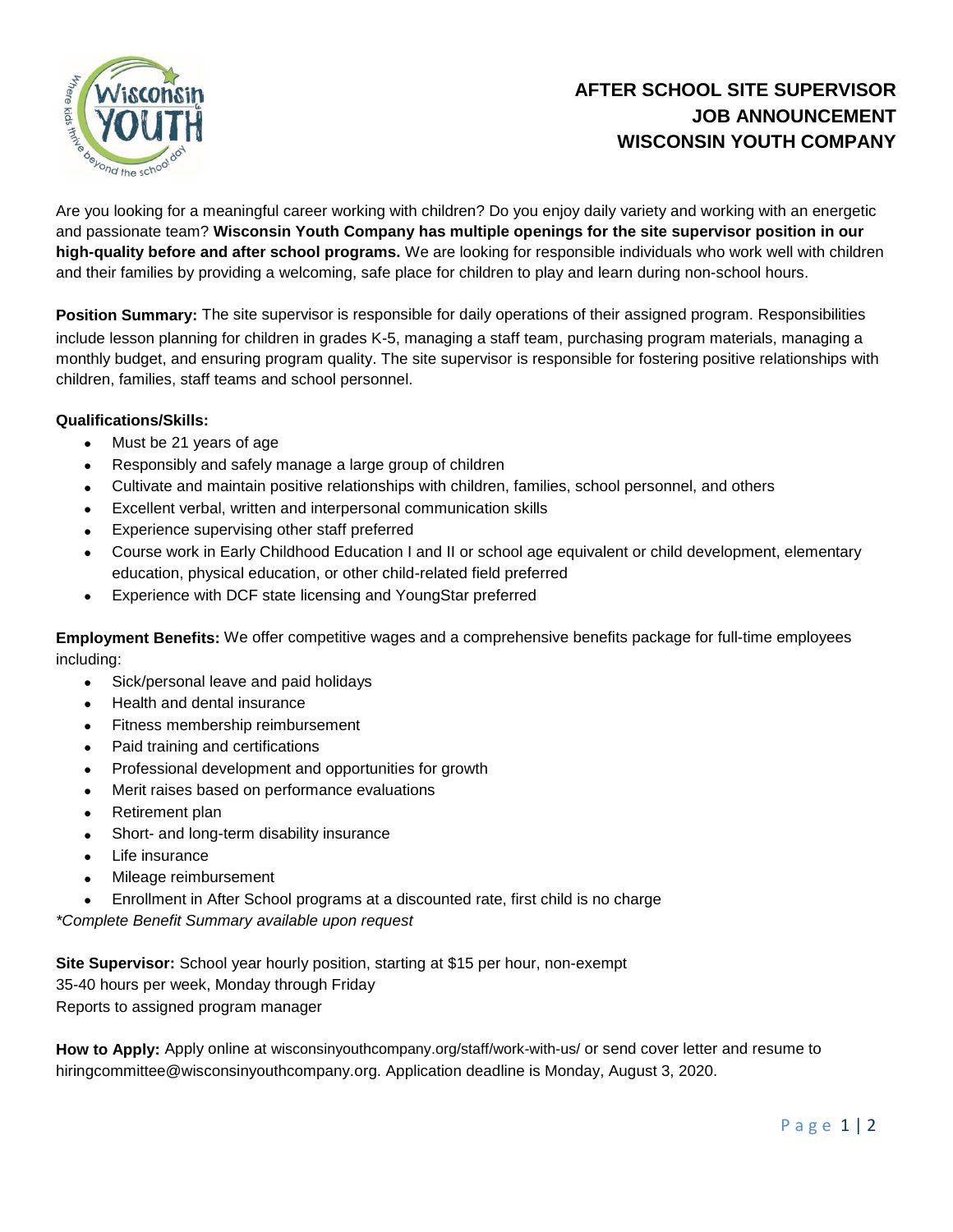# AFTER SCHOOL SITE SUPERVISOR JOB ANNOUNCEMENT WISCONSIN YOUTH COMPANY

Are you looking for a meaningful career working with children? Do you enjoy daily variety and working with an energetic and passionate team? **Wisconsin Youth Company has multiple openings for the site supervisor position in our high-quality before and after school programs.** We are looking for responsible individuals who work well with children and their families by providing a welcoming, safe place for children to play and learn during non-school hours.

**Position Summary:** The site supervisor is responsible for daily operations of their assigned program. Responsibilities include lesson planning for children in grades K-5, managing a staff team, purchasing program materials, managing a monthly budget, and ensuring program quality. The site supervisor is responsible for fostering positive relationships with children, families, staff teams and school personnel.

**Qualifications/Skills:**

- Must be 21 years of age
- Responsibly and safely manage a large group of children
- Cultivate and maintain positive relationships with children, families, school personnel, and others
- Excellent verbal, written and interpersonal communication skills
- Experience supervising other staff preferred
- Course work in Early Childhood Education I and II or school age equivalent or child development, elementary education, physical education, or other child-related field preferred
- Experience with DCF state licensing and YoungStar preferred

**Employment Benefits:** We offer competitive wages and a comprehensive benefits package for full-time employees including:

- Sick/personal leave and paid holidays
- Health and dental insurance
- Fitness membership reimbursement
- Paid training and certifications
- Professional development and opportunities for growth
- Merit raises based on performance evaluations
- Retirement plan
- Short- and long-term disability insurance
- Life insurance
- Mileage reimbursement
- Enrollment in After School programs at a discounted rate, first child is no charge

*\*Complete Benefit Summary available upon request*

**Site Supervisor:** School year hourly position, starting at $15 per hour, non-exempt
35-40 hours per week, Monday through Friday
Reports to assigned program manager

**How to Apply:** Apply online at wisconsinyouthcompany.org/staff/work-with-us/ or send cover letter and resume to hiringcommittee@wisconsinyouthcompany.org. Application deadline is Monday, August 3, 2020.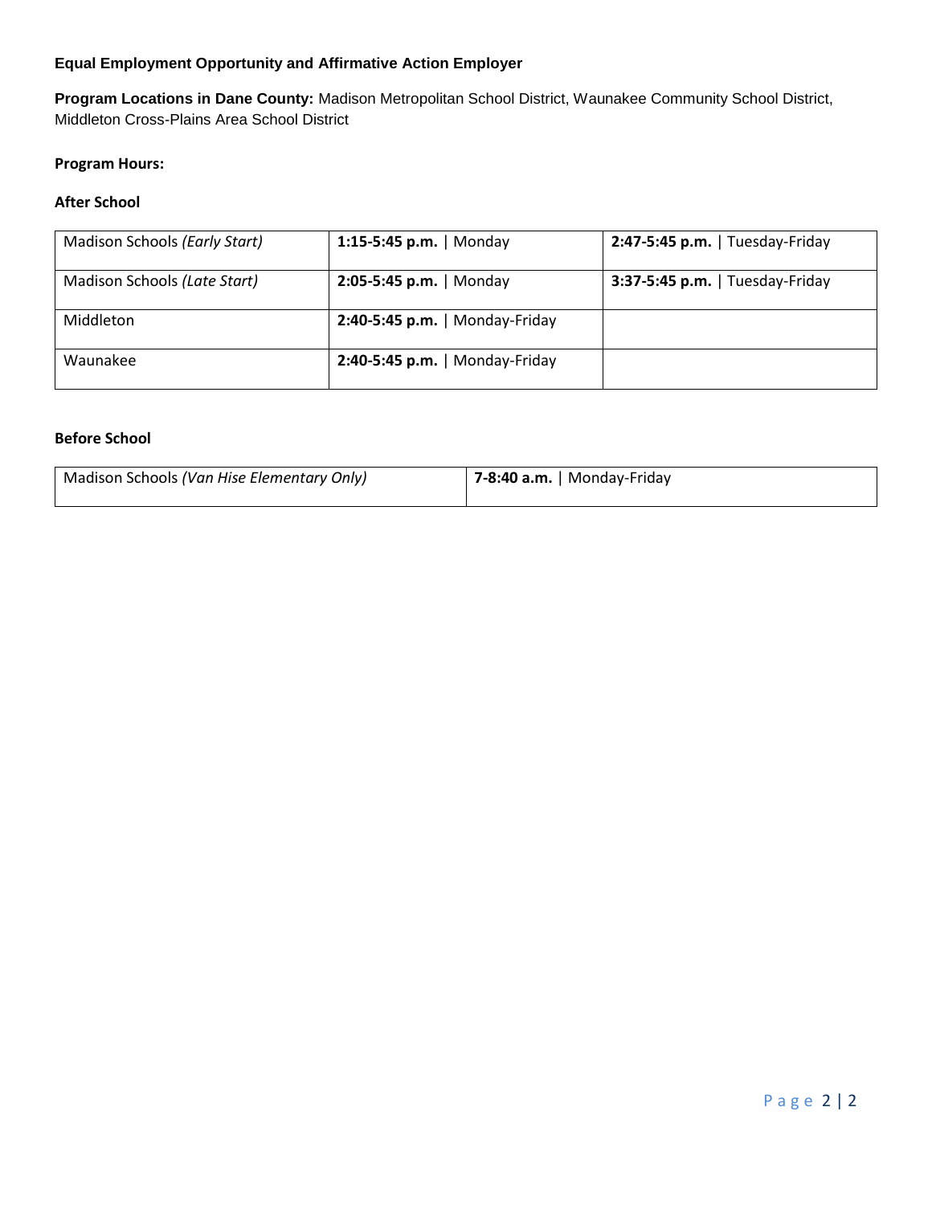**Equal Employment Opportunity and Affirmative Action Employer**

**Program Locations in Dane County:** Madison Metropolitan School District, Waunakee Community School District, Middleton Cross-Plains Area School District

**Program Hours:**

**After School**

| | | |
|---|---|---|
| Madison Schools *(Early Start)* | **1:15-5:45 p.m.** \| Monday | **2:47-5:45 p.m.** \| Tuesday-Friday |
| Madison Schools *(Late Start)* | **2:05-5:45 p.m.** \| Monday | **3:37-5:45 p.m.** \| Tuesday-Friday |
| Middleton | **2:40-5:45 p.m.** \| Monday-Friday | |
| Waunakee | **2:40-5:45 p.m.** \| Monday-Friday | |

**Before School**

| | |
|---|---|
| Madison Schools *(Van Hise Elementary Only)* | **7-8:40 a.m.** \| Monday-Friday |